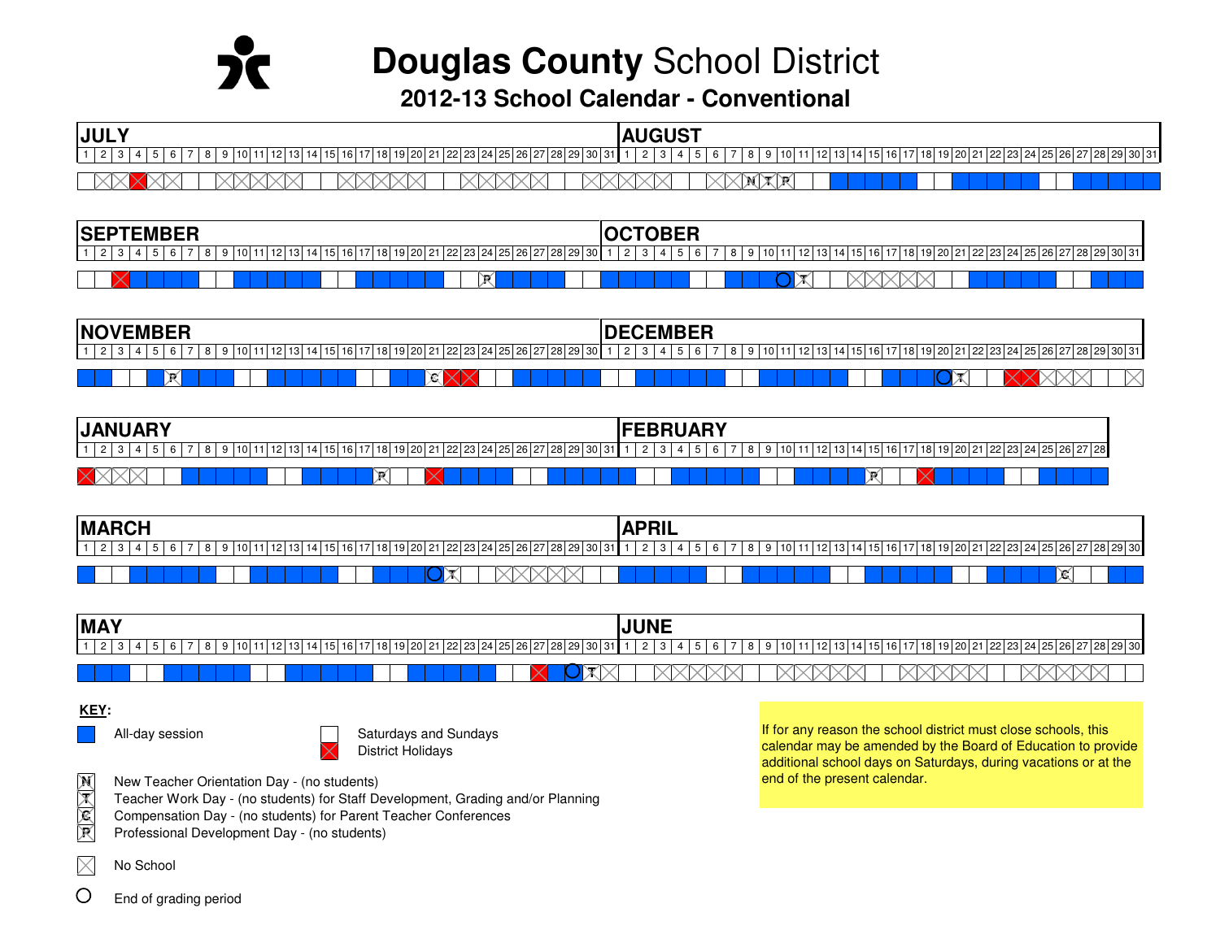# **Douglas County** School District

## 2012-13 School Calendar - Conventional

**JULY**

| 1 | 2 | 3 | 4 | 5 | 6 | 7 | 8 | 9 | 10 | 11 | 12 | 13 | 14 | 15 | 16 | 17 | 18 | 19 | 20 | 21 | 22 | 23 | 24 | 25 | 26 | 27 | 28 | 29 | 30 | 31 |
|---|---|---|---|---|---|---|---|---|---|---|---|---|---|---|---|---|---|---|---|---|---|---|---|---|---|---|---|---|---|---|
|  | X | X | H | X | X |  |  | X | X | X | X | X |  |  | X | X | X | X | X |  |  | X | X | X | X | X |  |  | X | X |

**AUGUST**

| 1 | 2 | 3 | 4 | 5 | 6 | 7 | 8 | 9 | 10 | 11 | 12 | 13 | 14 | 15 | 16 | 17 | 18 | 19 | 20 | 21 | 22 | 23 | 24 | 25 | 26 | 27 | 28 | 29 | 30 | 31 |
|---|---|---|---|---|---|---|---|---|---|---|---|---|---|---|---|---|---|---|---|---|---|---|---|---|---|---|---|---|---|---|
| X | X | X |  |  | X | X | N | T | P |  |  | S | S | S | S | S |  |  | S | S | S | S | S |  |  | S | S | S | S | S |

**SEPTEMBER**

| 1 | 2 | 3 | 4 | 5 | 6 | 7 | 8 | 9 | 10 | 11 | 12 | 13 | 14 | 15 | 16 | 17 | 18 | 19 | 20 | 21 | 22 | 23 | 24 | 25 | 26 | 27 | 28 | 29 | 30 |
|---|---|---|---|---|---|---|---|---|---|---|---|---|---|---|---|---|---|---|---|---|---|---|---|---|---|---|---|---|---|
|  |  | H | S | S | S | S |  |  | S | S | S | S | S |  |  | S | S | S | S | S |  |  | P | S | S | S | S |  |  |

**OCTOBER**

| 1 | 2 | 3 | 4 | 5 | 6 | 7 | 8 | 9 | 10 | 11 | 12 | 13 | 14 | 15 | 16 | 17 | 18 | 19 | 20 | 21 | 22 | 23 | 24 | 25 | 26 | 27 | 28 | 29 | 30 | 31 |
|---|---|---|---|---|---|---|---|---|---|---|---|---|---|---|---|---|---|---|---|---|---|---|---|---|---|---|---|---|---|---|
| S | S | S | S | S |  |  | S | S | S | S (O) | T |  |  | X | X | X | X | X |  |  | S | S | S | S | S |  |  | S | S | S |

**NOVEMBER**

| 1 | 2 | 3 | 4 | 5 | 6 | 7 | 8 | 9 | 10 | 11 | 12 | 13 | 14 | 15 | 16 | 17 | 18 | 19 | 20 | 21 | 22 | 23 | 24 | 25 | 26 | 27 | 28 | 29 | 30 |
|---|---|---|---|---|---|---|---|---|---|---|---|---|---|---|---|---|---|---|---|---|---|---|---|---|---|---|---|---|---|
| S | S |  |  | S | P | S | S | S |  |  | S | S | S | S | S |  |  | S | S | C | H | H |  |  | S | S | S | S | S |

**DECEMBER**

| 1 | 2 | 3 | 4 | 5 | 6 | 7 | 8 | 9 | 10 | 11 | 12 | 13 | 14 | 15 | 16 | 17 | 18 | 19 | 20 | 21 | 22 | 23 | 24 | 25 | 26 | 27 | 28 | 29 | 30 | 31 |
|---|---|---|---|---|---|---|---|---|---|---|---|---|---|---|---|---|---|---|---|---|---|---|---|---|---|---|---|---|---|---|
|  |  | S | S | S | S | S |  |  | S | S | S | S | S |  |  | S | S | S | S (O) | T |  |  | H | H | X | X | X |  |  | X |

**JANUARY**

| 1 | 2 | 3 | 4 | 5 | 6 | 7 | 8 | 9 | 10 | 11 | 12 | 13 | 14 | 15 | 16 | 17 | 18 | 19 | 20 | 21 | 22 | 23 | 24 | 25 | 26 | 27 | 28 | 29 | 30 | 31 |
|---|---|---|---|---|---|---|---|---|---|---|---|---|---|---|---|---|---|---|---|---|---|---|---|---|---|---|---|---|---|---|
| H | X | X | X |  |  | S | S | S | S | S |  |  | S | S | S | S | P |  |  | H | S | S | S | S |  |  | S | S | S | S |

**FEBRUARY**

| 1 | 2 | 3 | 4 | 5 | 6 | 7 | 8 | 9 | 10 | 11 | 12 | 13 | 14 | 15 | 16 | 17 | 18 | 19 | 20 | 21 | 22 | 23 | 24 | 25 | 26 | 27 | 28 |
|---|---|---|---|---|---|---|---|---|---|---|---|---|---|---|---|---|---|---|---|---|---|---|---|---|---|---|---|
| S |  |  | S | S | S | S | S |  |  | S | S | S | S | P |  |  | H | S | S | S | S |  |  | S | S | S | S |

**MARCH**

| 1 | 2 | 3 | 4 | 5 | 6 | 7 | 8 | 9 | 10 | 11 | 12 | 13 | 14 | 15 | 16 | 17 | 18 | 19 | 20 | 21 | 22 | 23 | 24 | 25 | 26 | 27 | 28 | 29 | 30 | 31 |
|---|---|---|---|---|---|---|---|---|---|---|---|---|---|---|---|---|---|---|---|---|---|---|---|---|---|---|---|---|---|---|
| S |  |  | S | S | S | S | S |  |  | S | S | S | S | S |  |  | S | S | S | S (O) | T |  |  | X | X | X | X | X |  |  |

**APRIL**

| 1 | 2 | 3 | 4 | 5 | 6 | 7 | 8 | 9 | 10 | 11 | 12 | 13 | 14 | 15 | 16 | 17 | 18 | 19 | 20 | 21 | 22 | 23 | 24 | 25 | 26 | 27 | 28 | 29 | 30 |
|---|---|---|---|---|---|---|---|---|---|---|---|---|---|---|---|---|---|---|---|---|---|---|---|---|---|---|---|---|---|
| S | S | S | S | S |  |  | S | S | S | S | S |  |  | S | S | S | S | S |  |  | S | S | S | S | C |  |  | S | S |

**MAY**

| 1 | 2 | 3 | 4 | 5 | 6 | 7 | 8 | 9 | 10 | 11 | 12 | 13 | 14 | 15 | 16 | 17 | 18 | 19 | 20 | 21 | 22 | 23 | 24 | 25 | 26 | 27 | 28 | 29 | 30 | 31 |
|---|---|---|---|---|---|---|---|---|---|---|---|---|---|---|---|---|---|---|---|---|---|---|---|---|---|---|---|---|---|---|
| S | S | S |  |  | S | S | S | S | S |  |  | S | S | S | S | S |  |  | S | S | S | S | S |  |  | H | S | S (O) | T | X |

**JUNE**

| 1 | 2 | 3 | 4 | 5 | 6 | 7 | 8 | 9 | 10 | 11 | 12 | 13 | 14 | 15 | 16 | 17 | 18 | 19 | 20 | 21 | 22 | 23 | 24 | 25 | 26 | 27 | 28 | 29 | 30 |
|---|---|---|---|---|---|---|---|---|---|---|---|---|---|---|---|---|---|---|---|---|---|---|---|---|---|---|---|---|---|
|  |  | X | X | X | X | X |  |  | X | X | X | X | X |  |  | X | X | X | X | X |  |  | X | X | X | X | X |  |  |

**KEY:**

- S (blue) — All-day session
- (blank) — Saturdays and Sundays
- H (red) — District Holidays
- N — New Teacher Orientation Day - (no students)
- T — Teacher Work Day - (no students) for Staff Development, Grading and/or Planning
- C — Compensation Day - (no students) for Parent Teacher Conferences
- P — Professional Development Day - (no students)
- X — No School
- (O) — End of grading period

If for any reason the school district must close schools, this calendar may be amended by the Board of Education to provide additional school days on Saturdays, during vacations or at the end of the present calendar.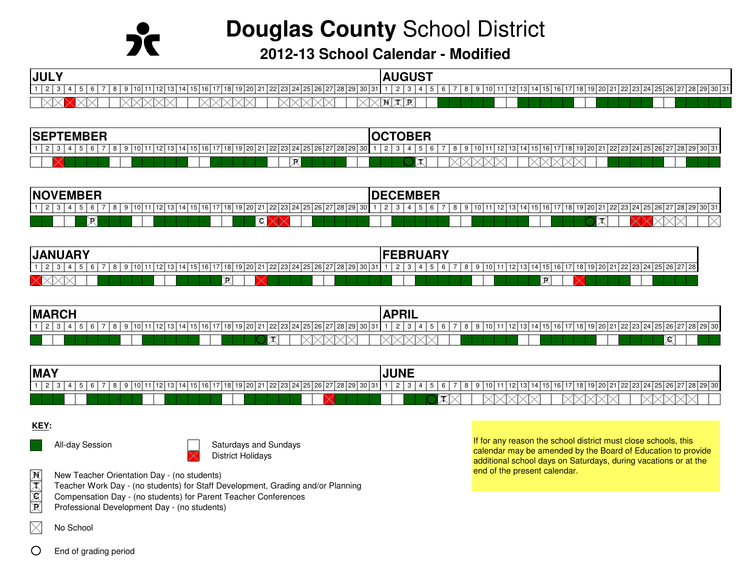# **Douglas County** School District

## 2012-13 School Calendar - Modified

| Month | 1 | 2 | 3 | 4 | 5 | 6 | 7 | 8 | 9 | 10 | 11 | 12 | 13 | 14 | 15 | 16 | 17 | 18 | 19 | 20 | 21 | 22 | 23 | 24 | 25 | 26 | 27 | 28 | 29 | 30 | 31 |
|---|---|---|---|---|---|---|---|---|---|---|---|---|---|---|---|---|---|---|---|---|---|---|---|---|---|---|---|---|---|---|---|
| JULY | | | | | | | | | | | | | | | | | | | | | | | | | | | | | | | |
| AUGUST | N | T | P | | | | | | | | | | | | | | | | | | | | | | | | | | | | |
| SEPTEMBER | | | | | | | | | | | | | | | | | | | | | | | | P | | | | | | | |
| OCTOBER | | | | | T | | | | | | | | | | | | | | | | | | | | | | | | | | |
| NOVEMBER | | | | | | P | | | | | | | | | | | | | | | | C | | | | | | | | | |
| DECEMBER | | | | | | | | | | | | | | | | | | | | | T | | | | | | | | | | |
| JANUARY | | | | | | | | | | | | | | | | | | P | | | | | | | | | | | | | |
| FEBRUARY | | | | | | | | | | | | | | | P | | | | | | | | | | | | | | | | |
| MARCH | | | | | | | | | | | | | | | | | | | | | | T | | | | | | | | | |
| APRIL | | | | | | | | | | | | | | | | | | | | | | | | | | C | | | | | |
| MAY | | | | | | | | | | | | | | | | | | | | | | | | | | | | | | | |
| JUNE | | | | | | T | | | | | | | | | | | | | | | | | | | | | | | | | |

**KEY:**

- All-day Session
- Saturdays and Sundays
- District Holidays
- N — New Teacher Orientation Day - (no students)
- T — Teacher Work Day - (no students) for Staff Development, Grading and/or Planning
- C — Compensation Day - (no students) for Parent Teacher Conferences
- P — Professional Development Day - (no students)
- No School
- End of grading period

If for any reason the school district must close schools, this calendar may be amended by the Board of Education to provide additional school days on Saturdays, during vacations or at the end of the present calendar.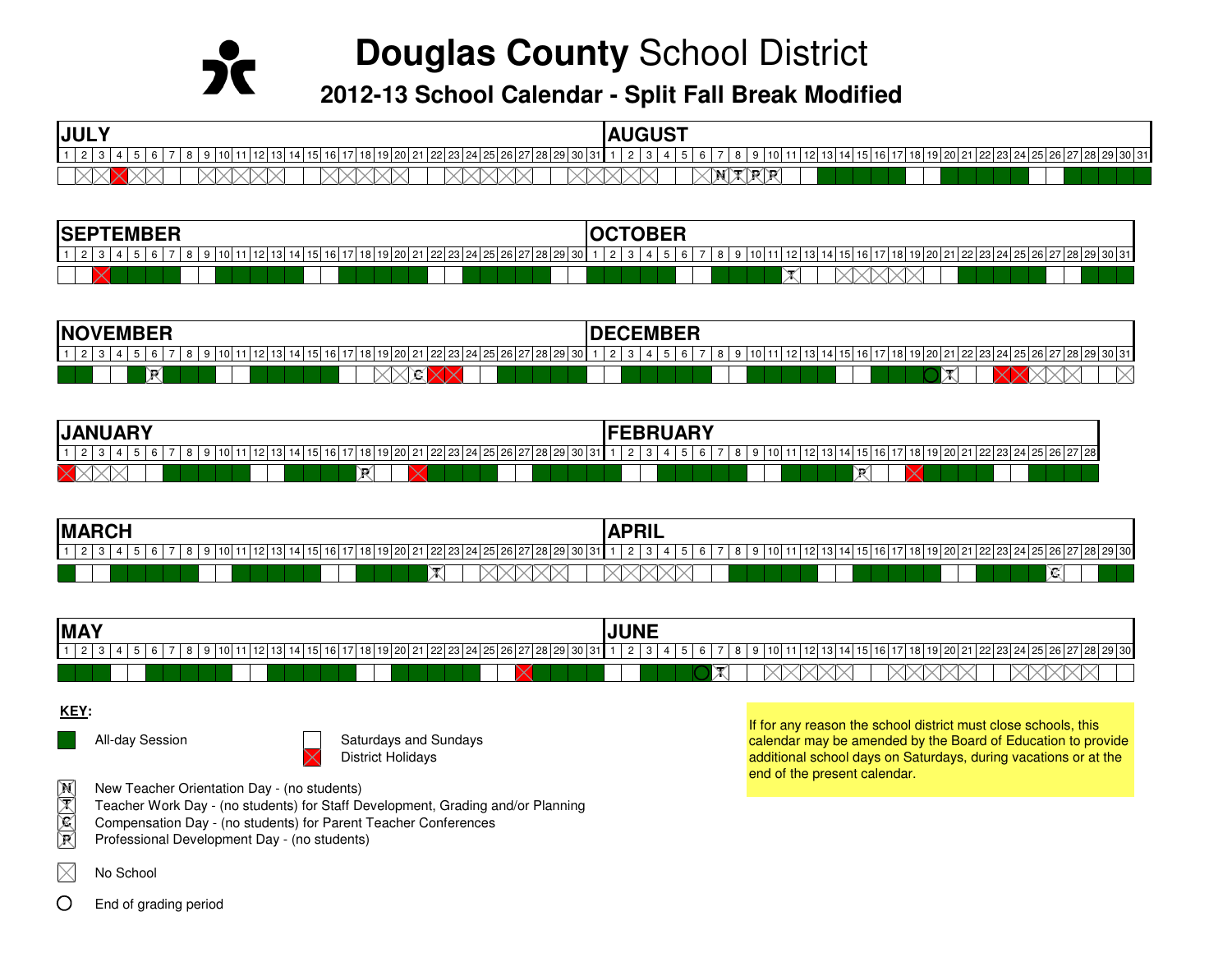# **Douglas County** School District

## 2012-13 School Calendar - Split Fall Break Modified

| JULY | AUGUST |
| --- | --- |
| 4: District Holiday | 7: N, 8: T, 9: P, 10: P |

| SEPTEMBER | OCTOBER |
| --- | --- |
| 3: District Holiday | 12: T |

| NOVEMBER | DECEMBER |
| --- | --- |
| 6: P; 21: C; 22, 23: District Holidays | 20: End of grading period; 21: T; 24, 25: District Holidays |

| JANUARY | FEBRUARY |
| --- | --- |
| 1: District Holiday; 18: P; 21: District Holiday | 15: P; 18: District Holiday |

| MARCH | APRIL |
| --- | --- |
| 22: T | 26: C |

| MAY | JUNE |
| --- | --- |
| 27: District Holiday | 6: End of grading period; 7: T |

**KEY:**

- All-day Session
- Saturdays and Sundays
- District Holidays
- N — New Teacher Orientation Day - (no students)
- T — Teacher Work Day - (no students) for Staff Development, Grading and/or Planning
- C — Compensation Day - (no students) for Parent Teacher Conferences
- P — Professional Development Day - (no students)
- No School
- End of grading period

If for any reason the school district must close schools, this calendar may be amended by the Board of Education to provide additional school days on Saturdays, during vacations or at the end of the present calendar.